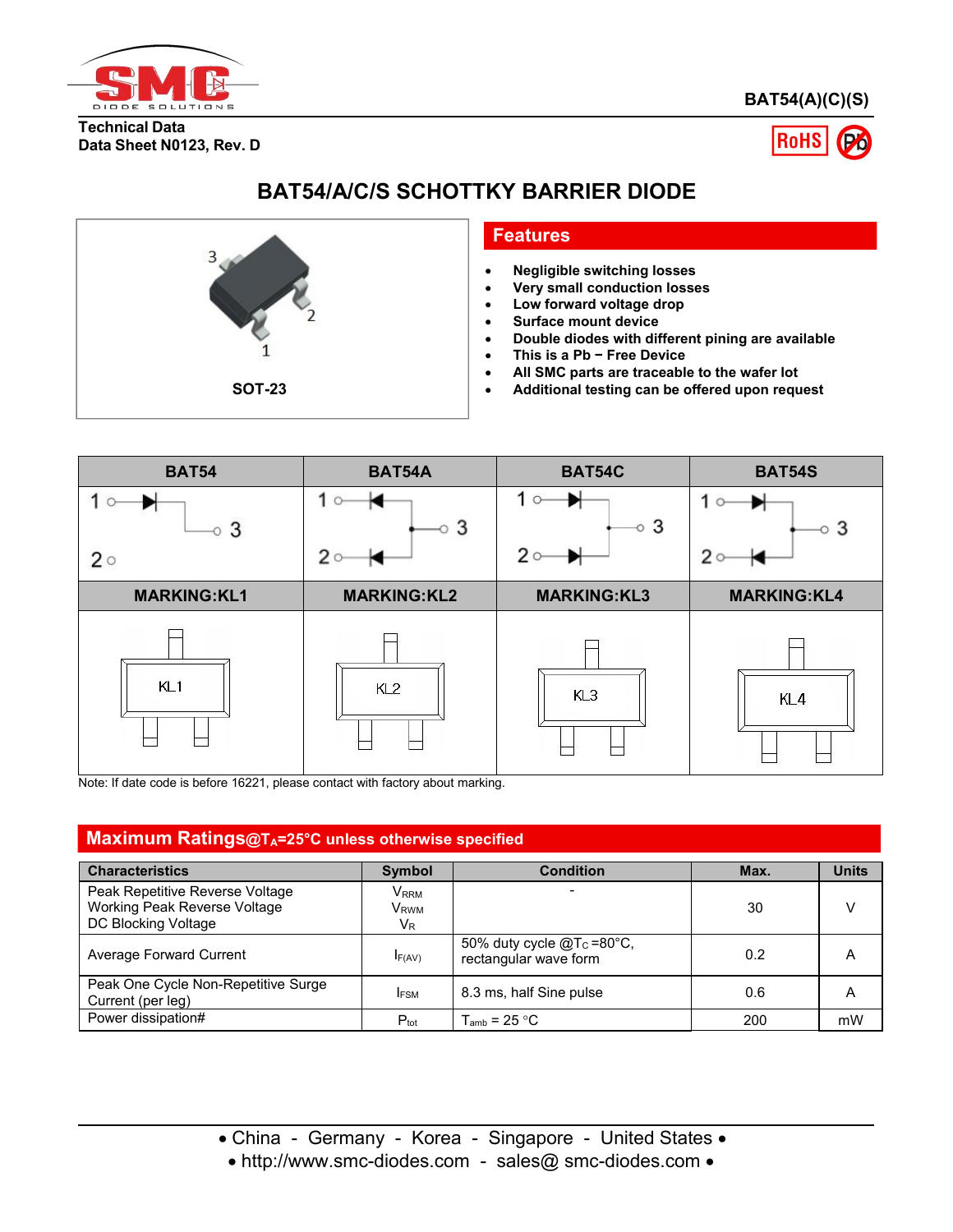BAT54(A)(C)(S)

Technical Data
Data Sheet N0123, Rev. D

# BAT54/A/C/S SCHOTTKY BARRIER DIODE

SOT-23

## Features

- Negligible switching losses
- Very small conduction losses
- Low forward voltage drop
- Surface mount device
- Double diodes with different pining are available
- This is a Pb − Free Device
- All SMC parts are traceable to the wafer lot
- Additional testing can be offered upon request

| BAT54 | BAT54A | BAT54C | BAT54S |
|---|---|---|---|
| MARKING:KL1 | MARKING:KL2 | MARKING:KL3 | MARKING:KL4 |
| KL1 | KL2 | KL3 | KL4 |

Note: If date code is before 16221, please contact with factory about marking.

## Maximum Ratings@$T_A$=25°C unless otherwise specified

| Characteristics | Symbol | Condition | Max. | Units |
|---|---|---|---|---|
| Peak Repetitive Reverse Voltage<br>Working Peak Reverse Voltage<br>DC Blocking Voltage | $V_{RRM}$<br>$V_{RWM}$<br>$V_R$ | - | 30 | V |
| Average Forward Current | $I_{F(AV)}$ | 50% duty cycle @$T_C$ =80°C, rectangular wave form | 0.2 | A |
| Peak One Cycle Non-Repetitive Surge Current (per leg) | $I_{FSM}$ | 8.3 ms, half Sine pulse | 0.6 | A |
| Power dissipation# | $P_{tot}$ | $T_{amb}$ = 25 °C | 200 | mW |

• China - Germany - Korea - Singapore - United States •
• http://www.smc-diodes.com - sales@ smc-diodes.com •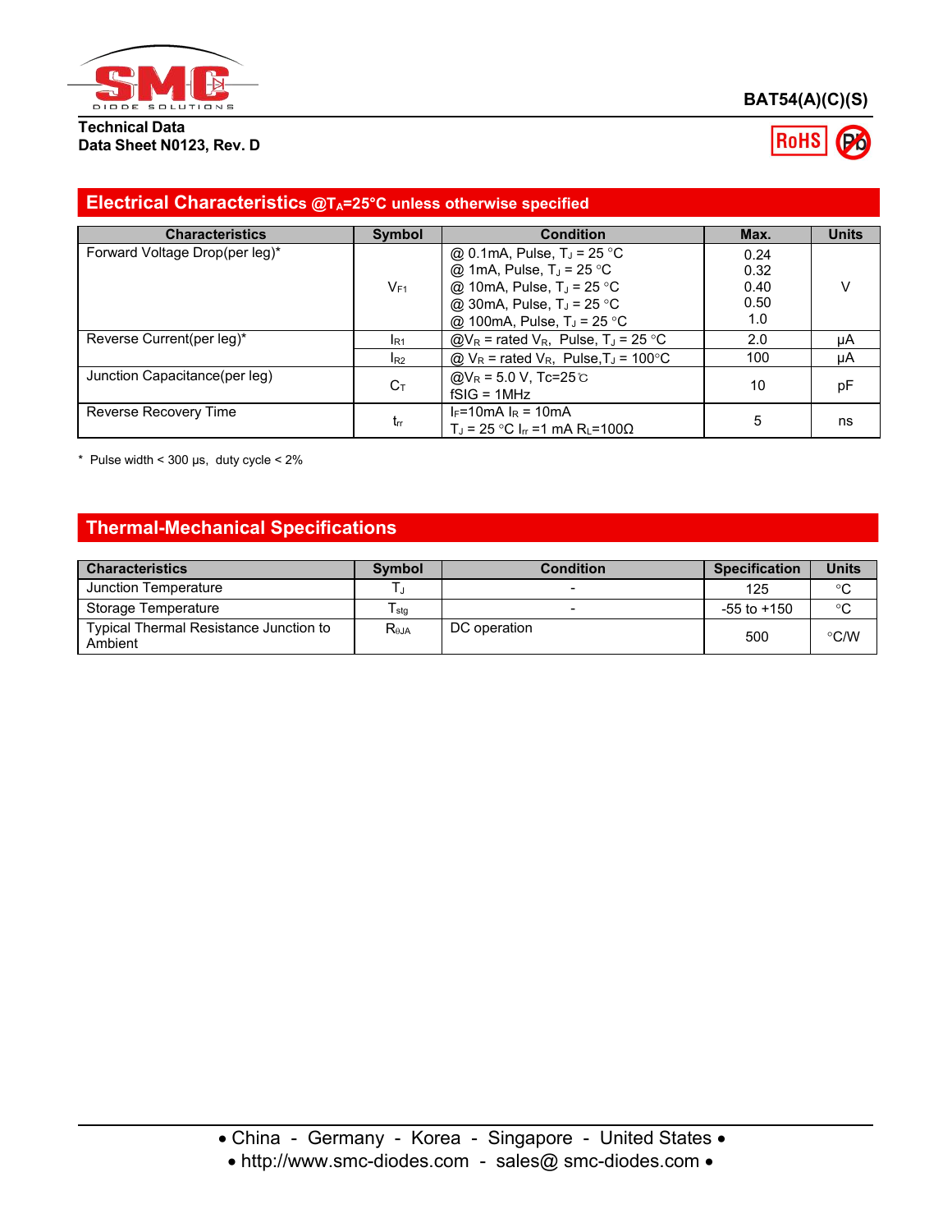## Electrical Characteristics @$T_A$=25°C unless otherwise specified

| Characteristics | Symbol | Condition | Max. | Units |
|---|---|---|---|---|
| Forward Voltage Drop(per leg)* | $V_{F1}$ | @ 0.1mA, Pulse, $T_J$ = 25 °C<br>@ 1mA, Pulse, $T_J$ = 25 °C<br>@ 10mA, Pulse, $T_J$ = 25 °C<br>@ 30mA, Pulse, $T_J$ = 25 °C<br>@ 100mA, Pulse, $T_J$ = 25 °C | 0.24<br>0.32<br>0.40<br>0.50<br>1.0 | V |
| Reverse Current(per leg)* | $I_{R1}$ | @$V_R$ = rated $V_R$, Pulse, $T_J$ = 25 °C | 2.0 | μA |
| | $I_{R2}$ | @ $V_R$ = rated $V_R$, Pulse,$T_J$ = 100°C | 100 | μA |
| Junction Capacitance(per leg) | $C_T$ | @$V_R$ = 5.0 V, Tc=25℃<br>fSIG = 1MHz | 10 | pF |
| Reverse Recovery Time | $t_{rr}$ | $I_F$=10mA $I_R$ = 10mA<br>$T_J$ = 25 °C $I_{rr}$ =1 mA $R_L$=100Ω | 5 | ns |

\* Pulse width < 300 μs, duty cycle < 2%

## Thermal-Mechanical Specifications

| Characteristics | Symbol | Condition | Specification | Units |
|---|---|---|---|---|
| Junction Temperature | $T_J$ | - | 125 | °C |
| Storage Temperature | $T_{stg}$ | - | -55 to +150 | °C |
| Typical Thermal Resistance Junction to Ambient | $R_{\theta JA}$ | DC operation | 500 | °C/W |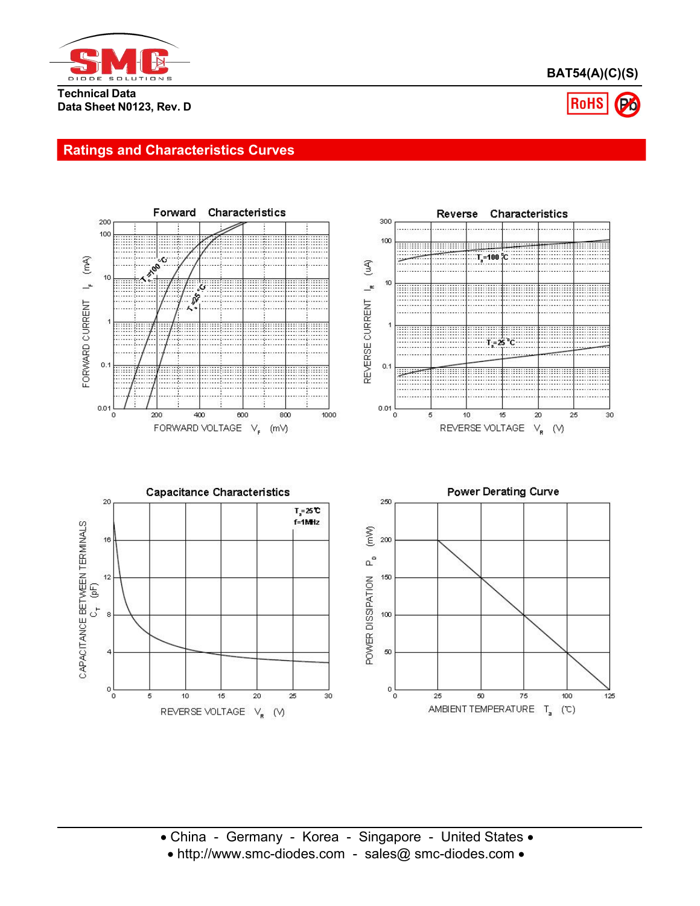## Ratings and Characteristics Curves

**Forward Characteristics**

FORWARD CURRENT $I_F$ (mA)

FORWARD VOLTAGE $V_F$ (mV)

$T_a$=100 °C

$T_a$=25 °C

**Reverse Characteristics**

REVERSE CURRENT $I_R$ (uA)

REVERSE VOLTAGE $V_R$ (V)

$T_a$=100 °C

$T_a$=25 °C

**Capacitance Characteristics**

CAPACITANCE BETWEEN TERMINALS $C_T$ (pF)

REVERSE VOLTAGE $V_R$ (V)

$T_a$=25℃

f=1MHz

**Power Derating Curve**

POWER DISSIPATION $P_D$ (mW)

AMBIENT TEMPERATURE $T_a$ (℃)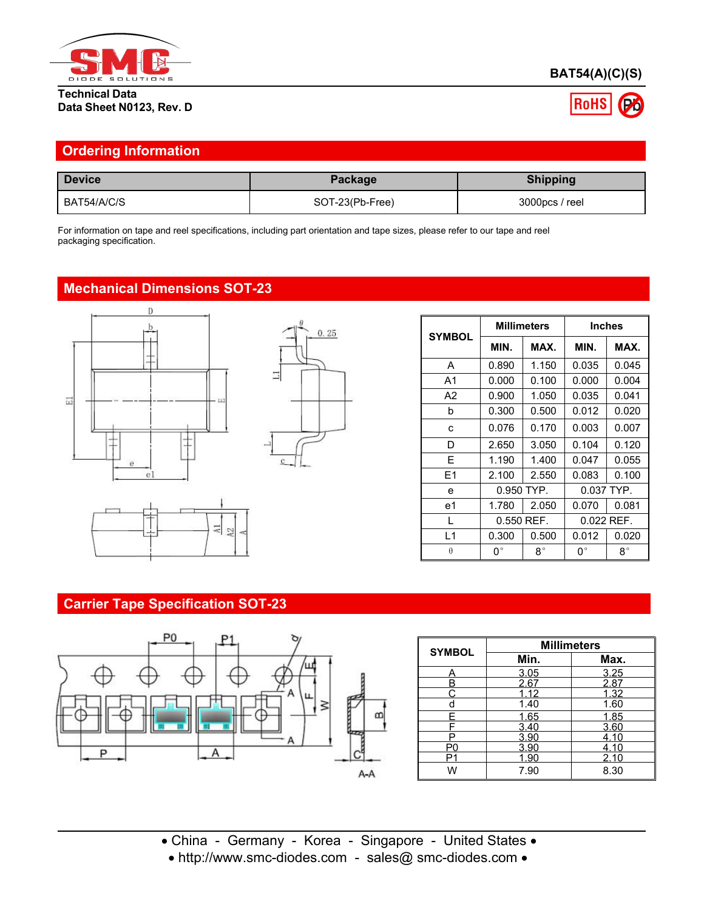**Technical Data**
**Data Sheet N0123, Rev. D**

**BAT54(A)(C)(S)**

## Ordering Information

| Device | Package | Shipping |
|---|---|---|
| BAT54/A/C/S | SOT-23(Pb-Free) | 3000pcs / reel |

For information on tape and reel specifications, including part orientation and tape sizes, please refer to our tape and reel packaging specification.

## Mechanical Dimensions SOT-23

| SYMBOL | Millimeters | | Inches | |
|---|---|---|---|---|
| | MIN. | MAX. | MIN. | MAX. |
| A | 0.890 | 1.150 | 0.035 | 0.045 |
| A1 | 0.000 | 0.100 | 0.000 | 0.004 |
| A2 | 0.900 | 1.050 | 0.035 | 0.041 |
| b | 0.300 | 0.500 | 0.012 | 0.020 |
| c | 0.076 | 0.170 | 0.003 | 0.007 |
| D | 2.650 | 3.050 | 0.104 | 0.120 |
| E | 1.190 | 1.400 | 0.047 | 0.055 |
| E1 | 2.100 | 2.550 | 0.083 | 0.100 |
| e | 0.950 TYP. | | 0.037 TYP. | |
| e1 | 1.780 | 2.050 | 0.070 | 0.081 |
| L | 0.550 REF. | | 0.022 REF. | |
| L1 | 0.300 | 0.500 | 0.012 | 0.020 |
| θ | 0° | 8° | 0° | 8° |

## Carrier Tape Specification SOT-23

| SYMBOL | Millimeters | |
|---|---|---|
| | Min. | Max. |
| A | 3.05 | 3.25 |
| B | 2.67 | 2.87 |
| C | 1.12 | 1.32 |
| d | 1.40 | 1.60 |
| E | 1.65 | 1.85 |
| F | 3.40 | 3.60 |
| P | 3.90 | 4.10 |
| P0 | 3.90 | 4.10 |
| P1 | 1.90 | 2.10 |
| W | 7.90 | 8.30 |

• China - Germany - Korea - Singapore - United States •
• http://www.smc-diodes.com - sales@ smc-diodes.com •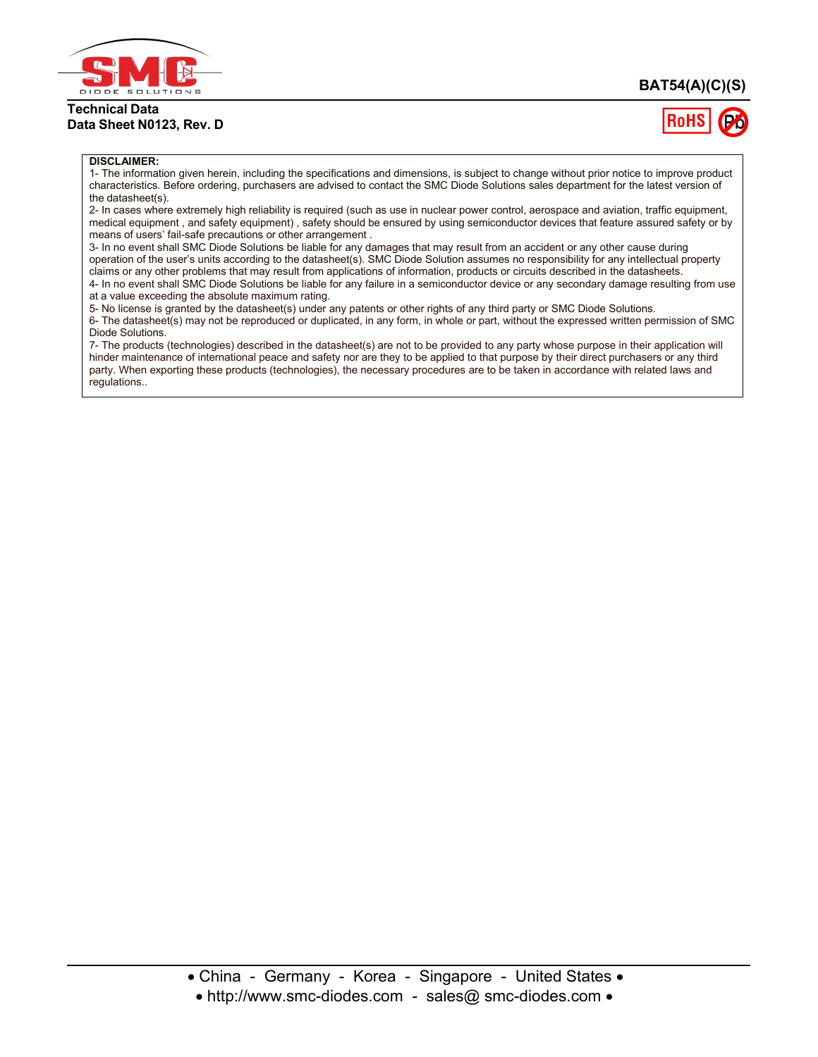**DISCLAIMER:**

1- The information given herein, including the specifications and dimensions, is subject to change without prior notice to improve product characteristics. Before ordering, purchasers are advised to contact the SMC Diode Solutions sales department for the latest version of the datasheet(s).

2- In cases where extremely high reliability is required (such as use in nuclear power control, aerospace and aviation, traffic equipment, medical equipment , and safety equipment) , safety should be ensured by using semiconductor devices that feature assured safety or by means of users' fail-safe precautions or other arrangement .

3- In no event shall SMC Diode Solutions be liable for any damages that may result from an accident or any other cause during operation of the user's units according to the datasheet(s). SMC Diode Solution assumes no responsibility for any intellectual property claims or any other problems that may result from applications of information, products or circuits described in the datasheets.

4- In no event shall SMC Diode Solutions be liable for any failure in a semiconductor device or any secondary damage resulting from use at a value exceeding the absolute maximum rating.

5- No license is granted by the datasheet(s) under any patents or other rights of any third party or SMC Diode Solutions.

6- The datasheet(s) may not be reproduced or duplicated, in any form, in whole or part, without the expressed written permission of SMC Diode Solutions.

7- The products (technologies) described in the datasheet(s) are not to be provided to any party whose purpose in their application will hinder maintenance of international peace and safety nor are they to be applied to that purpose by their direct purchasers or any third party. When exporting these products (technologies), the necessary procedures are to be taken in accordance with related laws and regulations..